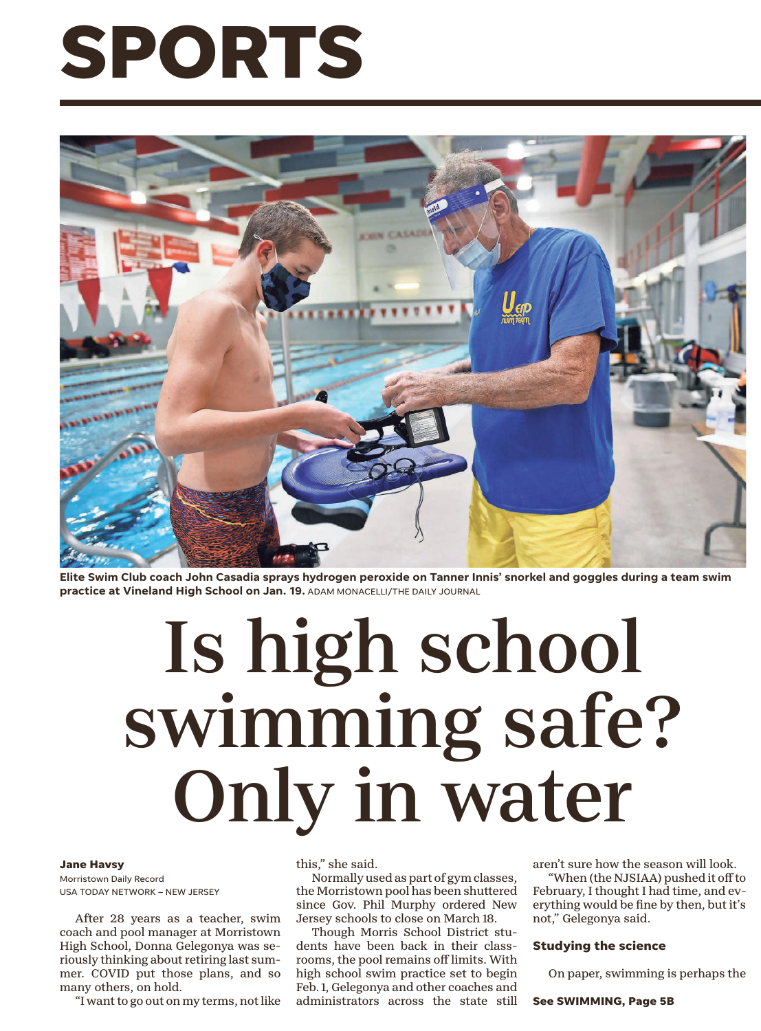# SPORTS

Elite Swim Club coach John Casadia sprays hydrogen peroxide on Tanner Innis' snorkel and goggles during a team swim practice at Vineland High School on Jan. 19. ADAM MONACELLI/THE DAILY JOURNAL

# Is high school swimming safe? Only in water

**Jane Havsy**
Morristown Daily Record
USA TODAY NETWORK – NEW JERSEY

After 28 years as a teacher, swim coach and pool manager at Morristown High School, Donna Gelegonya was seriously thinking about retiring last summer. COVID put those plans, and so many others, on hold.

"I want to go out on my terms, not like this," she said.

Normally used as part of gym classes, the Morristown pool has been shuttered since Gov. Phil Murphy ordered New Jersey schools to close on March 18.

Though Morris School District students have been back in their classrooms, the pool remains off limits. With high school swim practice set to begin Feb. 1, Gelegonya and other coaches and administrators across the state still aren't sure how the season will look.

"When (the NJSIAA) pushed it off to February, I thought I had time, and everything would be fine by then, but it's not," Gelegonya said.

### Studying the science

On paper, swimming is perhaps the

**See SWIMMING, Page 5B**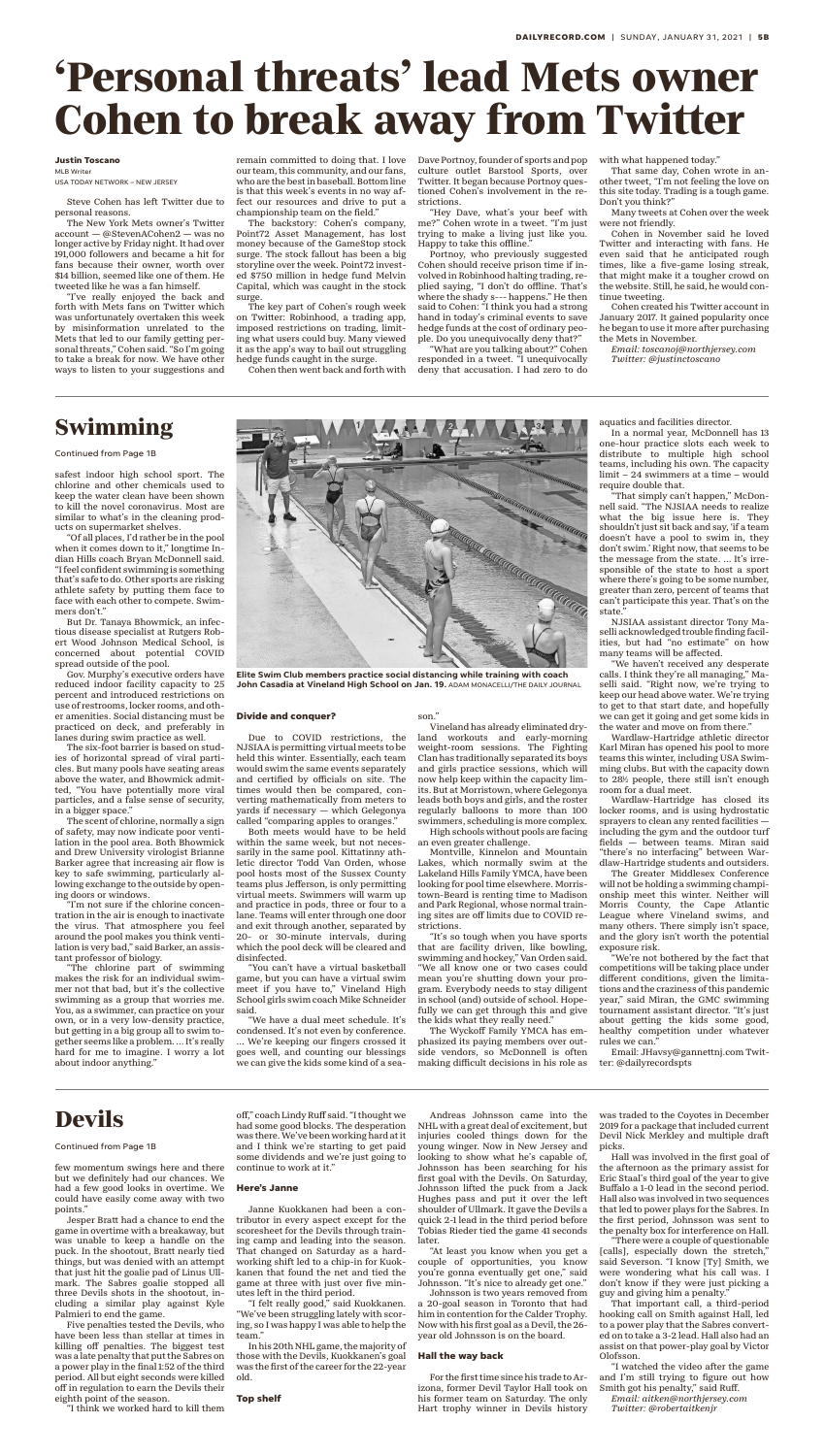# 'Personal threats' lead Mets owner Cohen to break away from Twitter

**Justin Toscano**
MLB Writer
USA TODAY NETWORK – NEW JERSEY

Steve Cohen has left Twitter due to personal reasons.

The New York Mets owner's Twitter account — @StevenACohen2 — was no longer active by Friday night. It had over 191,000 followers and became a hit for fans because their owner, worth over $14 billion, seemed like one of them. He tweeted like he was a fan himself.

"I've really enjoyed the back and forth with Mets fans on Twitter which was unfortunately overtaken this week by misinformation unrelated to the Mets that led to our family getting personal threats," Cohen said. "So I'm going to take a break for now. We have other ways to listen to your suggestions and remain committed to doing that. I love our team, this community, and our fans, who are the best in baseball. Bottom line is that this week's events in no way affect our resources and drive to put a championship team on the field."

The backstory: Cohen's company, Point72 Asset Management, has lost money because of the GameStop stock surge. The stock fallout has been a big storyline over the week. Point72 invested $750 million in hedge fund Melvin Capital, which was caught in the stock surge.

The key part of Cohen's rough week on Twitter: Robinhood, a trading app, imposed restrictions on trading, limiting what users could buy. Many viewed it as the app's way to bail out struggling hedge funds caught in the surge.

Cohen then went back and forth with Dave Portnoy, founder of sports and pop culture outlet Barstool Sports, over Twitter. It began because Portnoy questioned Cohen's involvement in the restrictions.

"Hey Dave, what's your beef with me?" Cohen wrote in a tweet. "I'm just trying to make a living just like you. Happy to take this offline."

Portnoy, who previously suggested Cohen should receive prison time if involved in Robinhood halting trading, replied saying, "I don't do offline. That's where the shady s--- happens." He then said to Cohen: "I think you had a strong hand in today's criminal events to save hedge funds at the cost of ordinary people. Do you unequivocally deny that?"

"What are you talking about?" Cohen responded in a tweet. "I unequivocally deny that accusation. I had zero to do with what happened today."

That same day, Cohen wrote in another tweet, "I'm not feeling the love on this site today. Trading is a tough game. Don't you think?"

Many tweets at Cohen over the week were not friendly.

Cohen in November said he loved Twitter and interacting with fans. He even said that he anticipated rough times, like a five-game losing streak, that might make it a tougher crowd on the website. Still, he said, he would continue tweeting.

Cohen created his Twitter account in January 2017. It gained popularity once he began to use it more after purchasing the Mets in November.

*Email: toscanoj@northjersey.com*
*Twitter: @justinctoscano*

# Swimming

Continued from Page 1B

safest indoor high school sport. The chlorine and other chemicals used to keep the water clean have been shown to kill the novel coronavirus. Most are similar to what's in the cleaning products on supermarket shelves.

"Of all places, I'd rather be in the pool when it comes down to it," longtime Indian Hills coach Bryan McDonnell said. "I feel confident swimming is something that's safe to do. Other sports are risking athlete safety by putting them face to face with each other to compete. Swimmers don't."

But Dr. Tanaya Bhowmick, an infectious disease specialist at Rutgers Robert Wood Johnson Medical School, is concerned about potential COVID spread outside of the pool.

Gov. Murphy's executive orders have reduced indoor facility capacity to 25 percent and introduced restrictions on use of restrooms, locker rooms, and other amenities. Social distancing must be practiced on deck, and preferably in lanes during swim practice as well.

The six-foot barrier is based on studies of horizontal spread of viral particles. But many pools have seating areas above the water, and Bhowmick admitted, "You have potentially more viral particles, and a false sense of security, in a bigger space."

The scent of chlorine, normally a sign of safety, may now indicate poor ventilation in the pool area. Both Bhowmick and Drew University virologist Brianne Barker agree that increasing air flow is key to safe swimming, particularly allowing exchange to the outside by opening doors or windows.

"I'm not sure if the chlorine concentration in the air is enough to inactivate the virus. That atmosphere you feel around the pool makes you think ventilation is very bad," said Barker, an assistant professor of biology.

"The chlorine part of swimming makes the risk for an individual swimmer not that bad, but it's the collective swimming as a group that worries me. You, as a swimmer, can practice on your own, or in a very low-density practice, but getting in a big group all to swim together seems like a problem. ... It's really hard for me to imagine. I worry a lot about indoor anything."

**Elite Swim Club members practice social distancing while training with coach John Casadia at Vineland High School on Jan. 19.** ADAM MONACELLI/THE DAILY JOURNAL

### Divide and conquer?

Due to COVID restrictions, the NJSIAA is permitting virtual meets to be held this winter. Essentially, each team would swim the same events separately and certified by officials on site. The times would then be compared, converting mathematically from meters to yards if necessary — which Gelegonya called "comparing apples to oranges."

Both meets would have to be held within the same week, but not necessarily in the same pool. Kittatinny athletic director Todd Van Orden, whose pool hosts most of the Sussex County teams plus Jefferson, is only permitting virtual meets. Swimmers will warm up and practice in pods, three or four to a lane. Teams will enter through one door and exit through another, separated by 20- or 30-minute intervals, during which the pool deck will be cleared and disinfected.

"You can't have a virtual basketball game, but you can have a virtual swim meet if you have to," Vineland High School girls swim coach Mike Schneider said.

"We have a dual meet schedule. It's condensed. It's not even by conference. ... We're keeping our fingers crossed it goes well, and counting our blessings we can give the kids some kind of a season."

Vineland has already eliminated dryland workouts and early-morning weight-room sessions. The Fighting Clan has traditionally separated its boys and girls practice sessions, which will now help keep within the capacity limits. But at Morristown, where Gelegonya leads both boys and girls, and the roster regularly balloons to more than 100 swimmers, scheduling is more complex.

High schools without pools are facing an even greater challenge.

Montville, Kinnelon and Mountain Lakes, which normally swim at the Lakeland Hills Family YMCA, have been looking for pool time elsewhere. Morristown-Beard is renting time to Madison and Park Regional, whose normal training sites are off limits due to COVID restrictions.

"It's so tough when you have sports that are facility driven, like bowling, swimming and hockey," Van Orden said. "We all know one or two cases could mean you're shutting down your program. Everybody needs to stay diligent in school (and) outside of school. Hopefully we can get through this and give the kids what they really need."

The Wyckoff Family YMCA has emphasized its paying members over outside vendors, so McDonnell is often making difficult decisions in his role as aquatics and facilities director.

In a normal year, McDonnell has 13 one-hour practice slots each week to distribute to multiple high school teams, including his own. The capacity limit – 24 swimmers at a time – would require double that.

"That simply can't happen," McDonnell said. "The NJSIAA needs to realize what the big issue here is. They shouldn't just sit back and say, 'If a team doesn't have a pool to swim in, they don't swim.' Right now, that seems to be the message from the state. ... It's irresponsible of the state to host a sport where there's going to be some number, greater than zero, percent of teams that can't participate this year. That's on the state."

NJSIAA assistant director Tony Maselli acknowledged trouble finding facilities, but had "no estimate" on how many teams will be affected.

"We haven't received any desperate calls. I think they're all managing," Maselli said. "Right now, we're trying to keep our head above water. We're trying to get to that start date, and hopefully we can get it going and get some kids in the water and move on from there."

Wardlaw-Hartridge athletic director Karl Miran has opened his pool to more teams this winter, including USA Swimming clubs. But with the capacity down to 28½ people, there still isn't enough room for a dual meet.

Wardlaw-Hartridge has closed its locker rooms, and is using hydrostatic sprayers to clean any rented facilities — including the gym and the outdoor turf fields — between teams. Miran said "there's no interfacing" between Wardlaw-Hartridge students and outsiders.

The Greater Middlesex Conference will not be holding a swimming championship meet this winter. Neither will Morris County, the Cape Atlantic League where Vineland swims, and many others. There simply isn't space, and the glory isn't worth the potential exposure risk.

"We're not bothered by the fact that competitions will be taking place under different conditions, given the limitations and the craziness of this pandemic year," said Miran, the GMC swimming tournament assistant director. "It's just about getting the kids some good, healthy competition under whatever rules we can."

Email: JHavsy@gannettnj.com Twitter: @dailyrecordspts

# Devils

Continued from Page 1B

few momentum swings here and there but we definitely had our chances. We had a few good looks in overtime. We could have easily come away with two points."

Jesper Bratt had a chance to end the game in overtime with a breakaway, but was unable to keep a handle on the puck. In the shootout, Bratt nearly tied things, but was denied with an attempt that just hit the goalie pad of Linus Ullmark. The Sabres goalie stopped all three Devils shots in the shootout, including a similar play against Kyle Palmieri to end the game.

Five penalties tested the Devils, who have been less than stellar at times in killing off penalties. The biggest test was a late penalty that put the Sabres on a power play in the final 1:52 of the third period. All but eight seconds were killed off in regulation to earn the Devils their eighth point of the season.

"I think we worked hard to kill them off," coach Lindy Ruff said. "I thought we had some good blocks. The desperation was there. We've been working hard at it and I think we're starting to get paid some dividends and we're just going to continue to work at it."

### Here's Janne

Janne Kuokkanen had been a contributor in every aspect except for the scoresheet for the Devils through training camp and leading into the season. That changed on Saturday as a hard-working shift led to a chip-in for Kuokkanen that found the net and tied the game at three with just over five minutes left in the third period.

"I felt really good," said Kuokkanen. "We've been struggling lately with scoring, so I was happy I was able to help the team."

In his 20th NHL game, the majority of those with the Devils, Kuokkanen's goal was the first of the career for the 22-year old.

### Top shelf

Andreas Johnsson came into the NHL with a great deal of excitement, but injuries cooled things down for the young winger. Now in New Jersey and looking to show what he's capable of, Johnsson has been searching for his first goal with the Devils. On Saturday, Johnsson lifted the puck from a Jack Hughes pass and put it over the left shoulder of Ullmark. It gave the Devils a quick 2-1 lead in the third period before Tobias Rieder tied the game 41 seconds later.

"At least you know when you get a couple of opportunities, you know you're gonna eventually get one," said Johnsson. "It's nice to already get one."

Johnsson is two years removed from a 20-goal season in Toronto that had him in contention for the Calder Trophy. Now with his first goal as a Devil, the 26-year old Johnsson is on the board.

### Hall the way back

For the first time since his trade to Arizona, former Devil Taylor Hall took on his former team on Saturday. The only Hart trophy winner in Devils history was traded to the Coyotes in December 2019 for a package that included current Devil Nick Merkley and multiple draft picks.

Hall was involved in the first goal of the afternoon as the primary assist for Eric Staal's third goal of the year to give Buffalo a 1-0 lead in the second period. Hall also was involved in two sequences that led to power plays for the Sabres. In the first period, Johnsson was sent to the penalty box for interference on Hall.

"There were a couple of questionable [calls], especially down the stretch," said Severson. "I know [Ty] Smith, we were wondering what his call was. I don't know if they were just picking a guy and giving him a penalty."

That important call, a third-period hooking call on Smith against Hall, led to a power play that the Sabres converted on to take a 3-2 lead. Hall also had an assist on that power-play goal by Victor Olofsson.

"I watched the video after the game and I'm still trying to figure out how Smith got his penalty," said Ruff.

*Email: aitken@northjersey.com*
*Twitter: @robertaitkenjr*